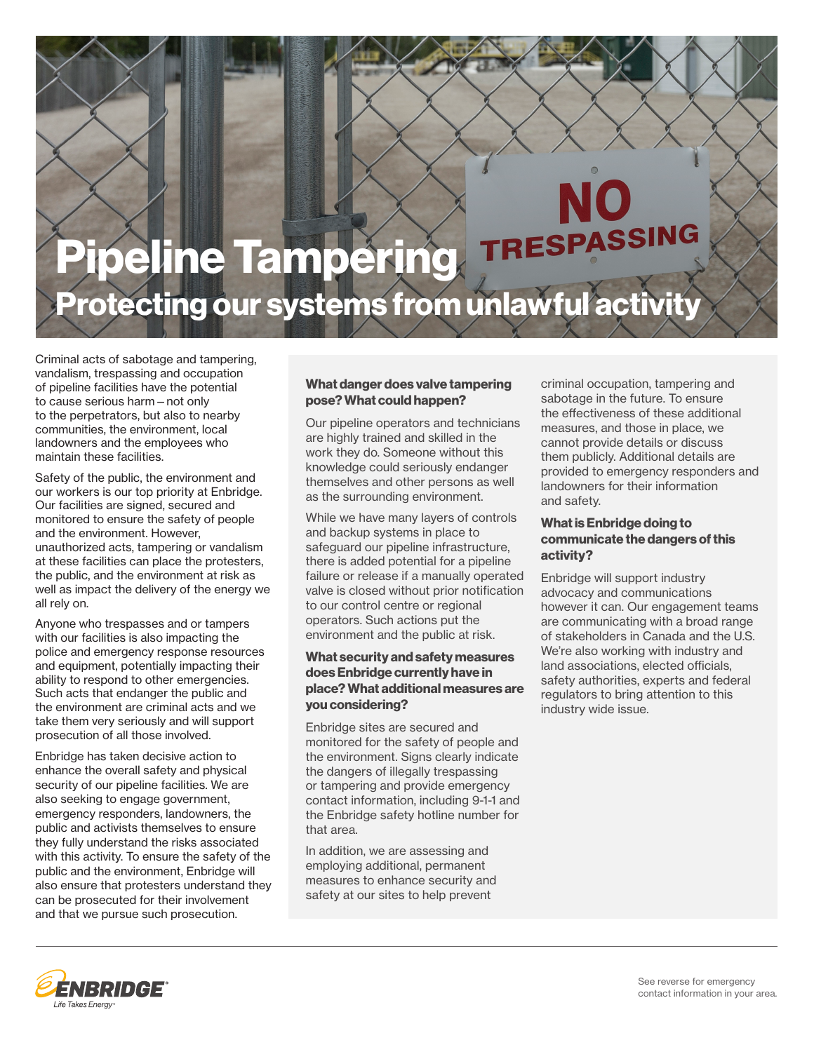# Pipeline Tampering

## Protecting our systems from unlawful activity

Criminal acts of sabotage and tampering, vandalism, trespassing and occupation of pipeline facilities have the potential to cause serious harm – not only to the perpetrators, but also to nearby communities, the environment, local landowners and the employees who maintain these facilities.

Safety of the public, the environment and our workers is our top priority at Enbridge. Our facilities are signed, secured and monitored to ensure the safety of people and the environment. However, unauthorized acts, tampering or vandalism at these facilities can place the protesters, the public, and the environment at risk as well as impact the delivery of the energy we all rely on.

Anyone who trespasses and or tampers with our facilities is also impacting the police and emergency response resources and equipment, potentially impacting their ability to respond to other emergencies. Such acts that endanger the public and the environment are criminal acts and we take them very seriously and will support prosecution of all those involved.

Enbridge has taken decisive action to enhance the overall safety and physical security of our pipeline facilities. We are also seeking to engage government, emergency responders, landowners, the public and activists themselves to ensure they fully understand the risks associated with this activity. To ensure the safety of the public and the environment, Enbridge will also ensure that protesters understand they can be prosecuted for their involvement and that we pursue such prosecution.

### What danger does valve tampering pose? What could happen?

Our pipeline operators and technicians are highly trained and skilled in the work they do. Someone without this knowledge could seriously endanger themselves and other persons as well as the surrounding environment.

While we have many layers of controls and backup systems in place to safeguard our pipeline infrastructure, there is added potential for a pipeline failure or release if a manually operated valve is closed without prior notification to our control centre or regional operators. Such actions put the environment and the public at risk.

### What security and safety measures does Enbridge currently have in place? What additional measures are you considering?

Enbridge sites are secured and monitored for the safety of people and the environment. Signs clearly indicate the dangers of illegally trespassing or tampering and provide emergency contact information, including 9-1-1 and the Enbridge safety hotline number for that area.

In addition, we are assessing and employing additional, permanent measures to enhance security and safety at our sites to help prevent criminal occupation, tampering and sabotage in the future. To ensure the effectiveness of these additional measures, and those in place, we cannot provide details or discuss them publicly. Additional details are provided to emergency responders and landowners for their information and safety.

### What is Enbridge doing to communicate the dangers of this activity?

Enbridge will support industry advocacy and communications however it can. Our engagement teams are communicating with a broad range of stakeholders in Canada and the U.S. We're also working with industry and land associations, elected officials, safety authorities, experts and federal regulators to bring attention to this industry wide issue.

ENBRIDGE *Life Takes Energy*

See reverse for emergency contact information in your area.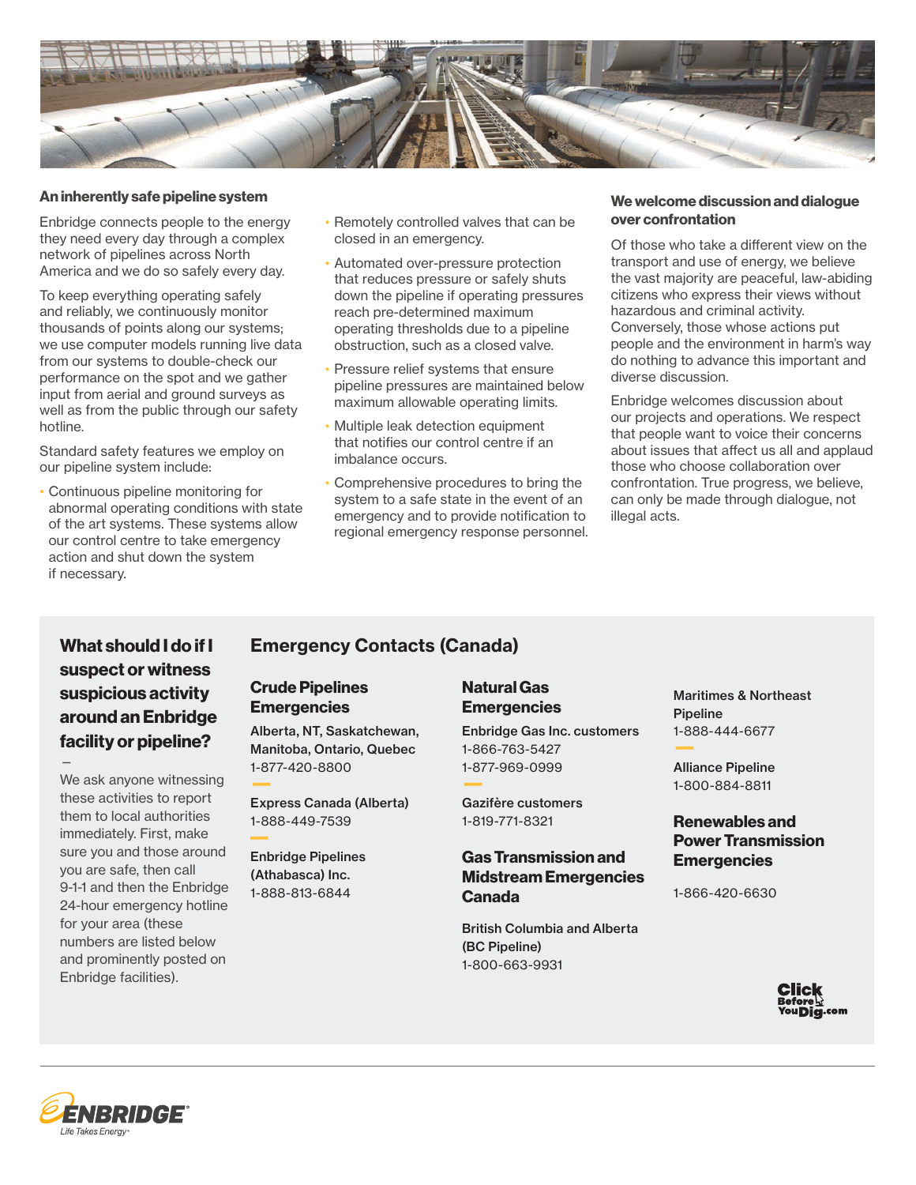### An inherently safe pipeline system

Enbridge connects people to the energy they need every day through a complex network of pipelines across North America and we do so safely every day.

To keep everything operating safely and reliably, we continuously monitor thousands of points along our systems; we use computer models running live data from our systems to double-check our performance on the spot and we gather input from aerial and ground surveys as well as from the public through our safety hotline.

Standard safety features we employ on our pipeline system include:

- Continuous pipeline monitoring for abnormal operating conditions with state of the art systems. These systems allow our control centre to take emergency action and shut down the system if necessary.
- Remotely controlled valves that can be closed in an emergency.
- Automated over-pressure protection that reduces pressure or safely shuts down the pipeline if operating pressures reach pre-determined maximum operating thresholds due to a pipeline obstruction, such as a closed valve.
- Pressure relief systems that ensure pipeline pressures are maintained below maximum allowable operating limits.
- Multiple leak detection equipment that notifies our control centre if an imbalance occurs.
- Comprehensive procedures to bring the system to a safe state in the event of an emergency and to provide notification to regional emergency response personnel.

### We welcome discussion and dialogue over confrontation

Of those who take a different view on the transport and use of energy, we believe the vast majority are peaceful, law-abiding citizens who express their views without hazardous and criminal activity. Conversely, those whose actions put people and the environment in harm's way do nothing to advance this important and diverse discussion.

Enbridge welcomes discussion about our projects and operations. We respect that people want to voice their concerns about issues that affect us all and applaud those who choose collaboration over confrontation. True progress, we believe, can only be made through dialogue, not illegal acts.

## What should I do if I suspect or witness suspicious activity around an Enbridge facility or pipeline?

We ask anyone witnessing these activities to report them to local authorities immediately. First, make sure you and those around you are safe, then call 9-1-1 and then the Enbridge 24-hour emergency hotline for your area (these numbers are listed below and prominently posted on Enbridge facilities).

## Emergency Contacts (Canada)

### Crude Pipelines Emergencies

**Alberta, NT, Saskatchewan, Manitoba, Ontario, Quebec**
1-877-420-8800

**Express Canada (Alberta)**
1-888-449-7539

**Enbridge Pipelines (Athabasca) Inc.**
1-888-813-6844

### Natural Gas Emergencies

**Enbridge Gas Inc. customers**
1-866-763-5427
1-877-969-0999

**Gazifère customers**
1-819-771-8321

### Gas Transmission and Midstream Emergencies Canada

**British Columbia and Alberta (BC Pipeline)**
1-800-663-9931

**Maritimes & Northeast Pipeline**
1-888-444-6677

**Alliance Pipeline**
1-800-884-8811

### Renewables and Power Transmission Emergencies

1-866-420-6630

Click Before You Dig.com

ENBRIDGE
Life Takes Energy